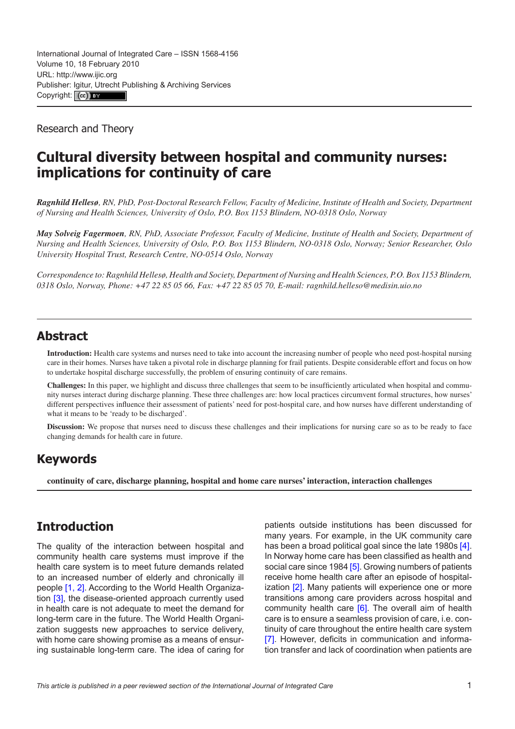International Journal of Integrated Care – ISSN 1568-4156
Volume 10, 18 February 2010
URL: http://www.ijic.org
Publisher: Igitur, Utrecht Publishing & Archiving Services
Copyright: (cc) BY

Research and Theory

# Cultural diversity between hospital and community nurses: implications for continuity of care

***Ragnhild Hellesø**, RN, PhD, Post-Doctoral Research Fellow, Faculty of Medicine, Institute of Health and Society, Department of Nursing and Health Sciences, University of Oslo, P.O. Box 1153 Blindern, NO-0318 Oslo, Norway*

***May Solveig Fagermoen**, RN, PhD, Associate Professor, Faculty of Medicine, Institute of Health and Society, Department of Nursing and Health Sciences, University of Oslo, P.O. Box 1153 Blindern, NO-0318 Oslo, Norway; Senior Researcher, Oslo University Hospital Trust, Research Centre, NO-0514 Oslo, Norway*

*Correspondence to: Ragnhild Hellesø, Health and Society, Department of Nursing and Health Sciences, P.O. Box 1153 Blindern, 0318 Oslo, Norway, Phone: +47 22 85 05 66, Fax: +47 22 85 05 70, E-mail: ragnhild.helleso@medisin.uio.no*

## Abstract

**Introduction:** Health care systems and nurses need to take into account the increasing number of people who need post-hospital nursing care in their homes. Nurses have taken a pivotal role in discharge planning for frail patients. Despite considerable effort and focus on how to undertake hospital discharge successfully, the problem of ensuring continuity of care remains.

**Challenges:** In this paper, we highlight and discuss three challenges that seem to be insufficiently articulated when hospital and community nurses interact during discharge planning. These three challenges are: how local practices circumvent formal structures, how nurses' different perspectives influence their assessment of patients' need for post-hospital care, and how nurses have different understanding of what it means to be 'ready to be discharged'.

**Discussion:** We propose that nurses need to discuss these challenges and their implications for nursing care so as to be ready to face changing demands for health care in future.

## Keywords

**continuity of care, discharge planning, hospital and home care nurses' interaction, interaction challenges**

## Introduction

The quality of the interaction between hospital and community health care systems must improve if the health care system is to meet future demands related to an increased number of elderly and chronically ill people [1, 2]. According to the World Health Organization [3], the disease-oriented approach currently used in health care is not adequate to meet the demand for long-term care in the future. The World Health Organization suggests new approaches to service delivery, with home care showing promise as a means of ensuring sustainable long-term care. The idea of caring for patients outside institutions has been discussed for many years. For example, in the UK community care has been a broad political goal since the late 1980s [4]. In Norway home care has been classified as health and social care since 1984 [5]. Growing numbers of patients receive home health care after an episode of hospitalization [2]. Many patients will experience one or more transitions among care providers across hospital and community health care [6]. The overall aim of health care is to ensure a seamless provision of care, i.e. continuity of care throughout the entire health care system [7]. However, deficits in communication and information transfer and lack of coordination when patients are

*This article is published in a peer reviewed section of the International Journal of Integrated Care*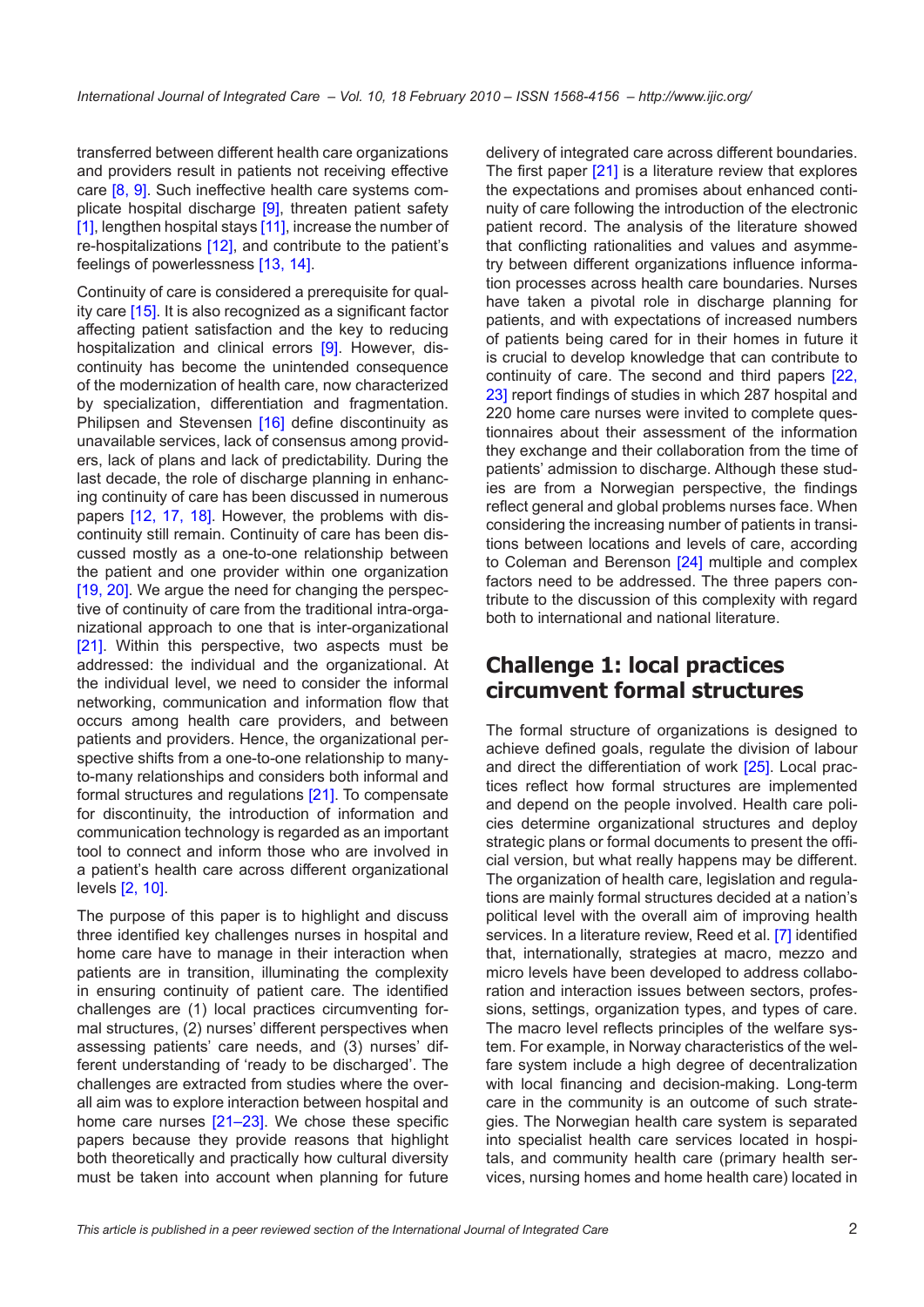transferred between different health care organizations and providers result in patients not receiving effective care [8, 9]. Such ineffective health care systems complicate hospital discharge [9], threaten patient safety [1], lengthen hospital stays [11], increase the number of re-hospitalizations [12], and contribute to the patient's feelings of powerlessness [13, 14].

Continuity of care is considered a prerequisite for quality care [15]. It is also recognized as a significant factor affecting patient satisfaction and the key to reducing hospitalization and clinical errors [9]. However, discontinuity has become the unintended consequence of the modernization of health care, now characterized by specialization, differentiation and fragmentation. Philipsen and Stevensen [16] define discontinuity as unavailable services, lack of consensus among providers, lack of plans and lack of predictability. During the last decade, the role of discharge planning in enhancing continuity of care has been discussed in numerous papers [12, 17, 18]. However, the problems with discontinuity still remain. Continuity of care has been discussed mostly as a one-to-one relationship between the patient and one provider within one organization [19, 20]. We argue the need for changing the perspective of continuity of care from the traditional intra-organizational approach to one that is inter-organizational [21]. Within this perspective, two aspects must be addressed: the individual and the organizational. At the individual level, we need to consider the informal networking, communication and information flow that occurs among health care providers, and between patients and providers. Hence, the organizational perspective shifts from a one-to-one relationship to many-to-many relationships and considers both informal and formal structures and regulations [21]. To compensate for discontinuity, the introduction of information and communication technology is regarded as an important tool to connect and inform those who are involved in a patient's health care across different organizational levels [2, 10].

The purpose of this paper is to highlight and discuss three identified key challenges nurses in hospital and home care have to manage in their interaction when patients are in transition, illuminating the complexity in ensuring continuity of patient care. The identified challenges are (1) local practices circumventing formal structures, (2) nurses' different perspectives when assessing patients' care needs, and (3) nurses' different understanding of 'ready to be discharged'. The challenges are extracted from studies where the overall aim was to explore interaction between hospital and home care nurses [21–23]. We chose these specific papers because they provide reasons that highlight both theoretically and practically how cultural diversity must be taken into account when planning for future delivery of integrated care across different boundaries. The first paper [21] is a literature review that explores the expectations and promises about enhanced continuity of care following the introduction of the electronic patient record. The analysis of the literature showed that conflicting rationalities and values and asymmetry between different organizations influence information processes across health care boundaries. Nurses have taken a pivotal role in discharge planning for patients, and with expectations of increased numbers of patients being cared for in their homes in future it is crucial to develop knowledge that can contribute to continuity of care. The second and third papers [22, 23] report findings of studies in which 287 hospital and 220 home care nurses were invited to complete questionnaires about their assessment of the information they exchange and their collaboration from the time of patients' admission to discharge. Although these studies are from a Norwegian perspective, the findings reflect general and global problems nurses face. When considering the increasing number of patients in transitions between locations and levels of care, according to Coleman and Berenson [24] multiple and complex factors need to be addressed. The three papers contribute to the discussion of this complexity with regard both to international and national literature.

## Challenge 1: local practices circumvent formal structures

The formal structure of organizations is designed to achieve defined goals, regulate the division of labour and direct the differentiation of work [25]. Local practices reflect how formal structures are implemented and depend on the people involved. Health care policies determine organizational structures and deploy strategic plans or formal documents to present the official version, but what really happens may be different. The organization of health care, legislation and regulations are mainly formal structures decided at a nation's political level with the overall aim of improving health services. In a literature review, Reed et al. [7] identified that, internationally, strategies at macro, mezzo and micro levels have been developed to address collaboration and interaction issues between sectors, professions, settings, organization types, and types of care. The macro level reflects principles of the welfare system. For example, in Norway characteristics of the welfare system include a high degree of decentralization with local financing and decision-making. Long-term care in the community is an outcome of such strategies. The Norwegian health care system is separated into specialist health care services located in hospitals, and community health care (primary health services, nursing homes and home health care) located in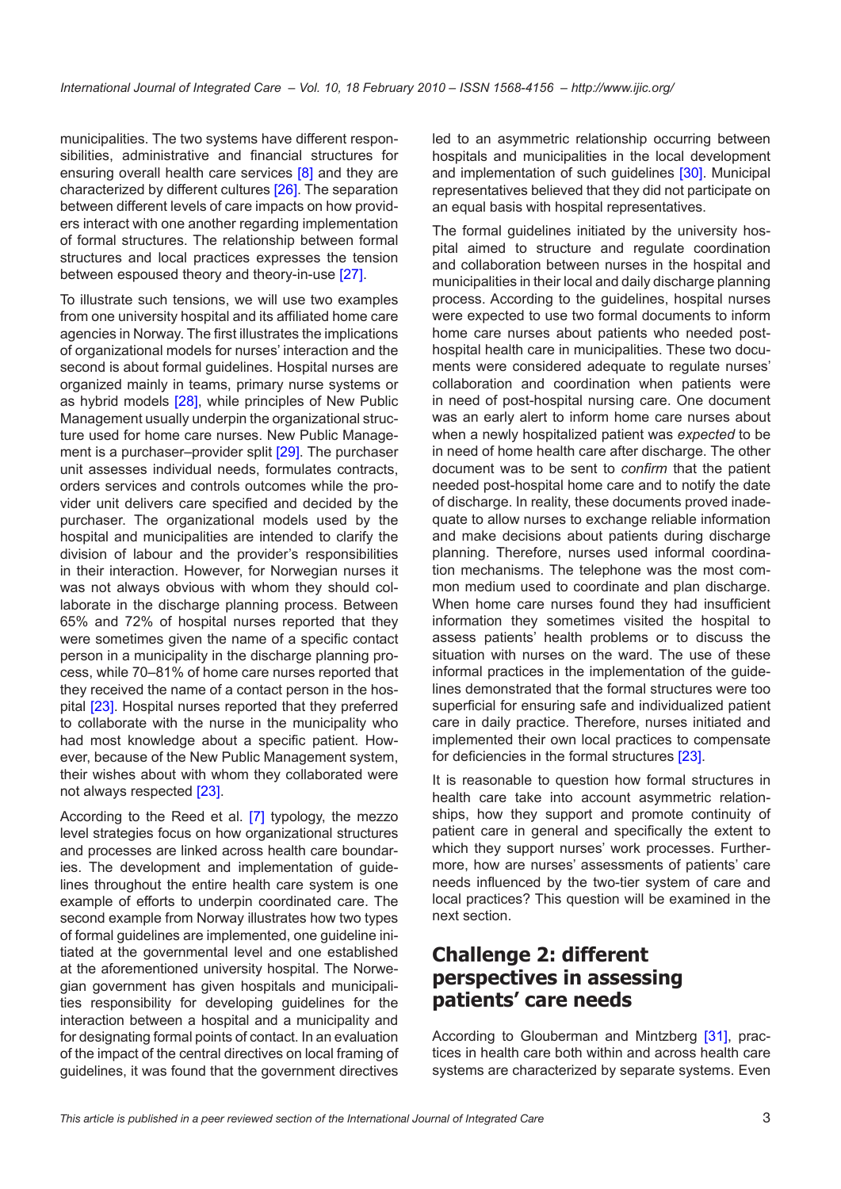municipalities. The two systems have different responsibilities, administrative and financial structures for ensuring overall health care services [8] and they are characterized by different cultures [26]. The separation between different levels of care impacts on how providers interact with one another regarding implementation of formal structures. The relationship between formal structures and local practices expresses the tension between espoused theory and theory-in-use [27].

To illustrate such tensions, we will use two examples from one university hospital and its affiliated home care agencies in Norway. The first illustrates the implications of organizational models for nurses' interaction and the second is about formal guidelines. Hospital nurses are organized mainly in teams, primary nurse systems or as hybrid models [28], while principles of New Public Management usually underpin the organizational structure used for home care nurses. New Public Management is a purchaser–provider split [29]. The purchaser unit assesses individual needs, formulates contracts, orders services and controls outcomes while the provider unit delivers care specified and decided by the purchaser. The organizational models used by the hospital and municipalities are intended to clarify the division of labour and the provider's responsibilities in their interaction. However, for Norwegian nurses it was not always obvious with whom they should collaborate in the discharge planning process. Between 65% and 72% of hospital nurses reported that they were sometimes given the name of a specific contact person in a municipality in the discharge planning process, while 70–81% of home care nurses reported that they received the name of a contact person in the hospital [23]. Hospital nurses reported that they preferred to collaborate with the nurse in the municipality who had most knowledge about a specific patient. However, because of the New Public Management system, their wishes about with whom they collaborated were not always respected [23].

According to the Reed et al. [7] typology, the mezzo level strategies focus on how organizational structures and processes are linked across health care boundaries. The development and implementation of guidelines throughout the entire health care system is one example of efforts to underpin coordinated care. The second example from Norway illustrates how two types of formal guidelines are implemented, one guideline initiated at the governmental level and one established at the aforementioned university hospital. The Norwegian government has given hospitals and municipalities responsibility for developing guidelines for the interaction between a hospital and a municipality and for designating formal points of contact. In an evaluation of the impact of the central directives on local framing of guidelines, it was found that the government directives led to an asymmetric relationship occurring between hospitals and municipalities in the local development and implementation of such guidelines [30]. Municipal representatives believed that they did not participate on an equal basis with hospital representatives.

The formal guidelines initiated by the university hospital aimed to structure and regulate coordination and collaboration between nurses in the hospital and municipalities in their local and daily discharge planning process. According to the guidelines, hospital nurses were expected to use two formal documents to inform home care nurses about patients who needed post-hospital health care in municipalities. These two documents were considered adequate to regulate nurses' collaboration and coordination when patients were in need of post-hospital nursing care. One document was an early alert to inform home care nurses about when a newly hospitalized patient was *expected* to be in need of home health care after discharge. The other document was to be sent to *confirm* that the patient needed post-hospital home care and to notify the date of discharge. In reality, these documents proved inadequate to allow nurses to exchange reliable information and make decisions about patients during discharge planning. Therefore, nurses used informal coordination mechanisms. The telephone was the most common medium used to coordinate and plan discharge. When home care nurses found they had insufficient information they sometimes visited the hospital to assess patients' health problems or to discuss the situation with nurses on the ward. The use of these informal practices in the implementation of the guidelines demonstrated that the formal structures were too superficial for ensuring safe and individualized patient care in daily practice. Therefore, nurses initiated and implemented their own local practices to compensate for deficiencies in the formal structures [23].

It is reasonable to question how formal structures in health care take into account asymmetric relationships, how they support and promote continuity of patient care in general and specifically the extent to which they support nurses' work processes. Furthermore, how are nurses' assessments of patients' care needs influenced by the two-tier system of care and local practices? This question will be examined in the next section.

## Challenge 2: different perspectives in assessing patients' care needs

According to Glouberman and Mintzberg [31], practices in health care both within and across health care systems are characterized by separate systems. Even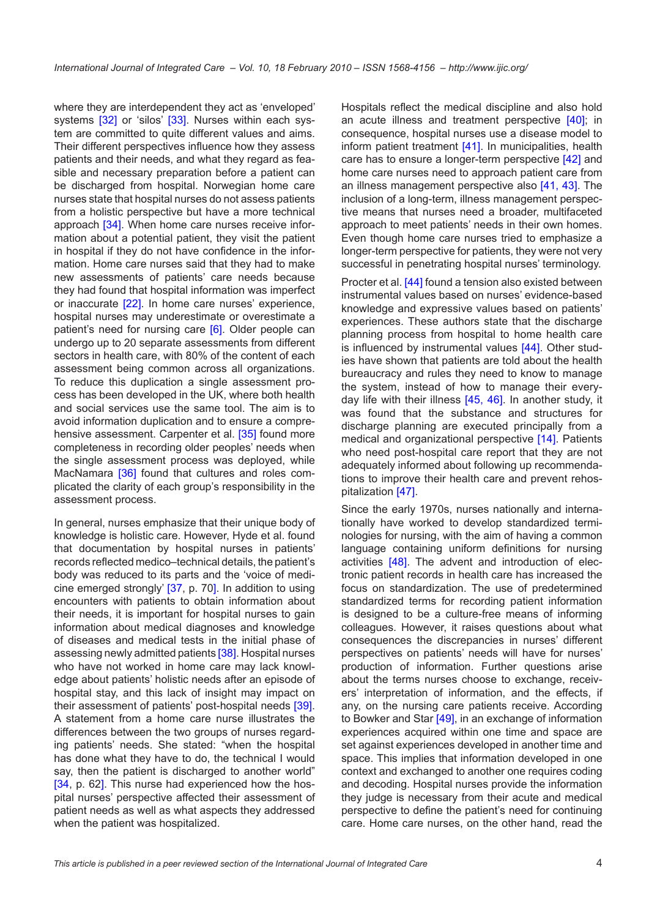where they are interdependent they act as 'enveloped' systems [32] or 'silos' [33]. Nurses within each system are committed to quite different values and aims. Their different perspectives influence how they assess patients and their needs, and what they regard as feasible and necessary preparation before a patient can be discharged from hospital. Norwegian home care nurses state that hospital nurses do not assess patients from a holistic perspective but have a more technical approach [34]. When home care nurses receive information about a potential patient, they visit the patient in hospital if they do not have confidence in the information. Home care nurses said that they had to make new assessments of patients' care needs because they had found that hospital information was imperfect or inaccurate [22]. In home care nurses' experience, hospital nurses may underestimate or overestimate a patient's need for nursing care [6]. Older people can undergo up to 20 separate assessments from different sectors in health care, with 80% of the content of each assessment being common across all organizations. To reduce this duplication a single assessment process has been developed in the UK, where both health and social services use the same tool. The aim is to avoid information duplication and to ensure a comprehensive assessment. Carpenter et al. [35] found more completeness in recording older peoples' needs when the single assessment process was deployed, while MacNamara [36] found that cultures and roles complicated the clarity of each group's responsibility in the assessment process.

In general, nurses emphasize that their unique body of knowledge is holistic care. However, Hyde et al. found that documentation by hospital nurses in patients' records reflected medico–technical details, the patient's body was reduced to its parts and the 'voice of medicine emerged strongly' [37, p. 70]. In addition to using encounters with patients to obtain information about their needs, it is important for hospital nurses to gain information about medical diagnoses and knowledge of diseases and medical tests in the initial phase of assessing newly admitted patients [38]. Hospital nurses who have not worked in home care may lack knowledge about patients' holistic needs after an episode of hospital stay, and this lack of insight may impact on their assessment of patients' post-hospital needs [39]. A statement from a home care nurse illustrates the differences between the two groups of nurses regarding patients' needs. She stated: "when the hospital has done what they have to do, the technical I would say, then the patient is discharged to another world" [34, p. 62]. This nurse had experienced how the hospital nurses' perspective affected their assessment of patient needs as well as what aspects they addressed when the patient was hospitalized.

Hospitals reflect the medical discipline and also hold an acute illness and treatment perspective [40]; in consequence, hospital nurses use a disease model to inform patient treatment [41]. In municipalities, health care has to ensure a longer-term perspective [42] and home care nurses need to approach patient care from an illness management perspective also [41, 43]. The inclusion of a long-term, illness management perspective means that nurses need a broader, multifaceted approach to meet patients' needs in their own homes. Even though home care nurses tried to emphasize a longer-term perspective for patients, they were not very successful in penetrating hospital nurses' terminology.

Procter et al. [44] found a tension also existed between instrumental values based on nurses' evidence-based knowledge and expressive values based on patients' experiences. These authors state that the discharge planning process from hospital to home health care is influenced by instrumental values [44]. Other studies have shown that patients are told about the health bureaucracy and rules they need to know to manage the system, instead of how to manage their everyday life with their illness [45, 46]. In another study, it was found that the substance and structures for discharge planning are executed principally from a medical and organizational perspective [14]. Patients who need post-hospital care report that they are not adequately informed about following up recommendations to improve their health care and prevent rehospitalization [47].

Since the early 1970s, nurses nationally and internationally have worked to develop standardized terminologies for nursing, with the aim of having a common language containing uniform definitions for nursing activities [48]. The advent and introduction of electronic patient records in health care has increased the focus on standardization. The use of predetermined standardized terms for recording patient information is designed to be a culture-free means of informing colleagues. However, it raises questions about what consequences the discrepancies in nurses' different perspectives on patients' needs will have for nurses' production of information. Further questions arise about the terms nurses choose to exchange, receivers' interpretation of information, and the effects, if any, on the nursing care patients receive. According to Bowker and Star [49], in an exchange of information experiences acquired within one time and space are set against experiences developed in another time and space. This implies that information developed in one context and exchanged to another one requires coding and decoding. Hospital nurses provide the information they judge is necessary from their acute and medical perspective to define the patient's need for continuing care. Home care nurses, on the other hand, read the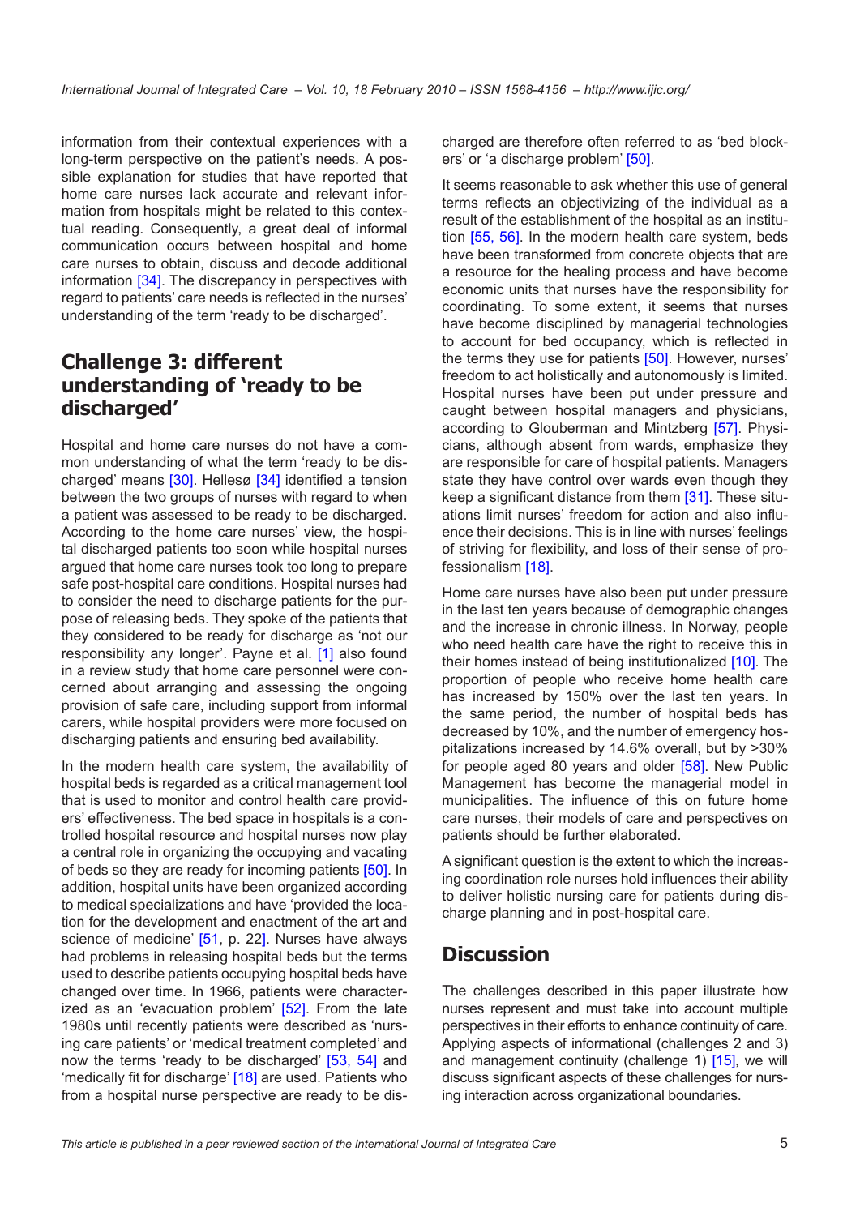information from their contextual experiences with a long-term perspective on the patient's needs. A possible explanation for studies that have reported that home care nurses lack accurate and relevant information from hospitals might be related to this contextual reading. Consequently, a great deal of informal communication occurs between hospital and home care nurses to obtain, discuss and decode additional information [34]. The discrepancy in perspectives with regard to patients' care needs is reflected in the nurses' understanding of the term 'ready to be discharged'.

## Challenge 3: different understanding of 'ready to be discharged'

Hospital and home care nurses do not have a common understanding of what the term 'ready to be discharged' means [30]. Hellesø [34] identified a tension between the two groups of nurses with regard to when a patient was assessed to be ready to be discharged. According to the home care nurses' view, the hospital discharged patients too soon while hospital nurses argued that home care nurses took too long to prepare safe post-hospital care conditions. Hospital nurses had to consider the need to discharge patients for the purpose of releasing beds. They spoke of the patients that they considered to be ready for discharge as 'not our responsibility any longer'. Payne et al. [1] also found in a review study that home care personnel were concerned about arranging and assessing the ongoing provision of safe care, including support from informal carers, while hospital providers were more focused on discharging patients and ensuring bed availability.

In the modern health care system, the availability of hospital beds is regarded as a critical management tool that is used to monitor and control health care providers' effectiveness. The bed space in hospitals is a controlled hospital resource and hospital nurses now play a central role in organizing the occupying and vacating of beds so they are ready for incoming patients [50]. In addition, hospital units have been organized according to medical specializations and have 'provided the location for the development and enactment of the art and science of medicine' [51, p. 22]. Nurses have always had problems in releasing hospital beds but the terms used to describe patients occupying hospital beds have changed over time. In 1966, patients were characterized as an 'evacuation problem' [52]. From the late 1980s until recently patients were described as 'nursing care patients' or 'medical treatment completed' and now the terms 'ready to be discharged' [53, 54] and 'medically fit for discharge' [18] are used. Patients who from a hospital nurse perspective are ready to be discharged are therefore often referred to as 'bed blockers' or 'a discharge problem' [50].

It seems reasonable to ask whether this use of general terms reflects an objectivizing of the individual as a result of the establishment of the hospital as an institution [55, 56]. In the modern health care system, beds have been transformed from concrete objects that are a resource for the healing process and have become economic units that nurses have the responsibility for coordinating. To some extent, it seems that nurses have become disciplined by managerial technologies to account for bed occupancy, which is reflected in the terms they use for patients [50]. However, nurses' freedom to act holistically and autonomously is limited. Hospital nurses have been put under pressure and caught between hospital managers and physicians, according to Glouberman and Mintzberg [57]. Physicians, although absent from wards, emphasize they are responsible for care of hospital patients. Managers state they have control over wards even though they keep a significant distance from them [31]. These situations limit nurses' freedom for action and also influence their decisions. This is in line with nurses' feelings of striving for flexibility, and loss of their sense of professionalism [18].

Home care nurses have also been put under pressure in the last ten years because of demographic changes and the increase in chronic illness. In Norway, people who need health care have the right to receive this in their homes instead of being institutionalized [10]. The proportion of people who receive home health care has increased by 150% over the last ten years. In the same period, the number of hospital beds has decreased by 10%, and the number of emergency hospitalizations increased by 14.6% overall, but by >30% for people aged 80 years and older [58]. New Public Management has become the managerial model in municipalities. The influence of this on future home care nurses, their models of care and perspectives on patients should be further elaborated.

A significant question is the extent to which the increasing coordination role nurses hold influences their ability to deliver holistic nursing care for patients during discharge planning and in post-hospital care.

## Discussion

The challenges described in this paper illustrate how nurses represent and must take into account multiple perspectives in their efforts to enhance continuity of care. Applying aspects of informational (challenges 2 and 3) and management continuity (challenge 1) [15], we will discuss significant aspects of these challenges for nursing interaction across organizational boundaries.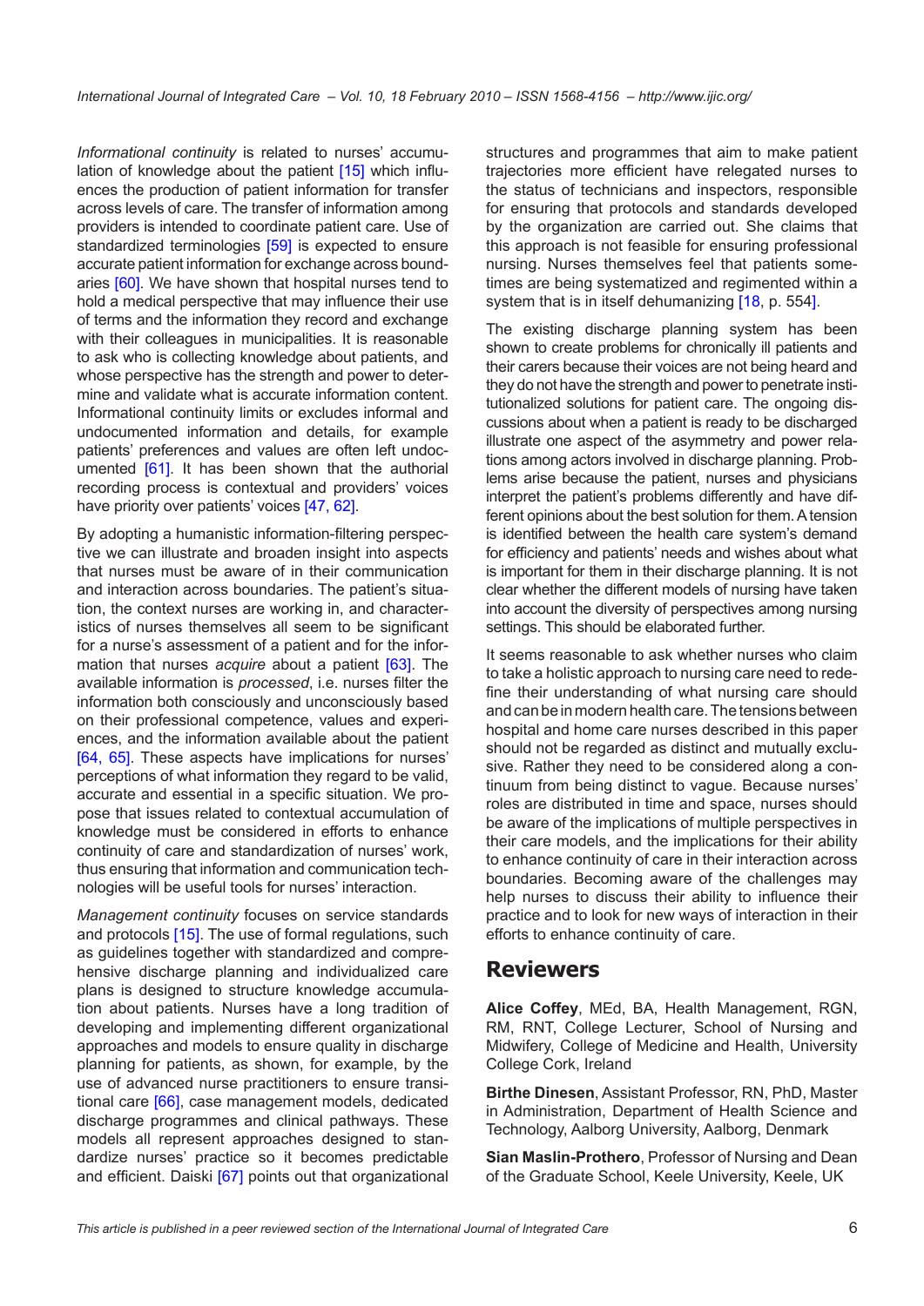*Informational continuity* is related to nurses' accumulation of knowledge about the patient [15] which influences the production of patient information for transfer across levels of care. The transfer of information among providers is intended to coordinate patient care. Use of standardized terminologies [59] is expected to ensure accurate patient information for exchange across boundaries [60]. We have shown that hospital nurses tend to hold a medical perspective that may influence their use of terms and the information they record and exchange with their colleagues in municipalities. It is reasonable to ask who is collecting knowledge about patients, and whose perspective has the strength and power to determine and validate what is accurate information content. Informational continuity limits or excludes informal and undocumented information and details, for example patients' preferences and values are often left undocumented [61]. It has been shown that the authorial recording process is contextual and providers' voices have priority over patients' voices [47, 62].

By adopting a humanistic information-filtering perspective we can illustrate and broaden insight into aspects that nurses must be aware of in their communication and interaction across boundaries. The patient's situation, the context nurses are working in, and characteristics of nurses themselves all seem to be significant for a nurse's assessment of a patient and for the information that nurses *acquire* about a patient [63]. The available information is *processed*, i.e. nurses filter the information both consciously and unconsciously based on their professional competence, values and experiences, and the information available about the patient [64, 65]. These aspects have implications for nurses' perceptions of what information they regard to be valid, accurate and essential in a specific situation. We propose that issues related to contextual accumulation of knowledge must be considered in efforts to enhance continuity of care and standardization of nurses' work, thus ensuring that information and communication technologies will be useful tools for nurses' interaction.

*Management continuity* focuses on service standards and protocols [15]. The use of formal regulations, such as guidelines together with standardized and comprehensive discharge planning and individualized care plans is designed to structure knowledge accumulation about patients. Nurses have a long tradition of developing and implementing different organizational approaches and models to ensure quality in discharge planning for patients, as shown, for example, by the use of advanced nurse practitioners to ensure transitional care [66], case management models, dedicated discharge programmes and clinical pathways. These models all represent approaches designed to standardize nurses' practice so it becomes predictable and efficient. Daiski [67] points out that organizational structures and programmes that aim to make patient trajectories more efficient have relegated nurses to the status of technicians and inspectors, responsible for ensuring that protocols and standards developed by the organization are carried out. She claims that this approach is not feasible for ensuring professional nursing. Nurses themselves feel that patients sometimes are being systematized and regimented within a system that is in itself dehumanizing [18, p. 554].

The existing discharge planning system has been shown to create problems for chronically ill patients and their carers because their voices are not being heard and they do not have the strength and power to penetrate institutionalized solutions for patient care. The ongoing discussions about when a patient is ready to be discharged illustrate one aspect of the asymmetry and power relations among actors involved in discharge planning. Problems arise because the patient, nurses and physicians interpret the patient's problems differently and have different opinions about the best solution for them. A tension is identified between the health care system's demand for efficiency and patients' needs and wishes about what is important for them in their discharge planning. It is not clear whether the different models of nursing have taken into account the diversity of perspectives among nursing settings. This should be elaborated further.

It seems reasonable to ask whether nurses who claim to take a holistic approach to nursing care need to redefine their understanding of what nursing care should and can be in modern health care. The tensions between hospital and home care nurses described in this paper should not be regarded as distinct and mutually exclusive. Rather they need to be considered along a continuum from being distinct to vague. Because nurses' roles are distributed in time and space, nurses should be aware of the implications of multiple perspectives in their care models, and the implications for their ability to enhance continuity of care in their interaction across boundaries. Becoming aware of the challenges may help nurses to discuss their ability to influence their practice and to look for new ways of interaction in their efforts to enhance continuity of care.

## Reviewers

**Alice Coffey**, MEd, BA, Health Management, RGN, RM, RNT, College Lecturer, School of Nursing and Midwifery, College of Medicine and Health, University College Cork, Ireland

**Birthe Dinesen**, Assistant Professor, RN, PhD, Master in Administration, Department of Health Science and Technology, Aalborg University, Aalborg, Denmark

**Sian Maslin-Prothero**, Professor of Nursing and Dean of the Graduate School, Keele University, Keele, UK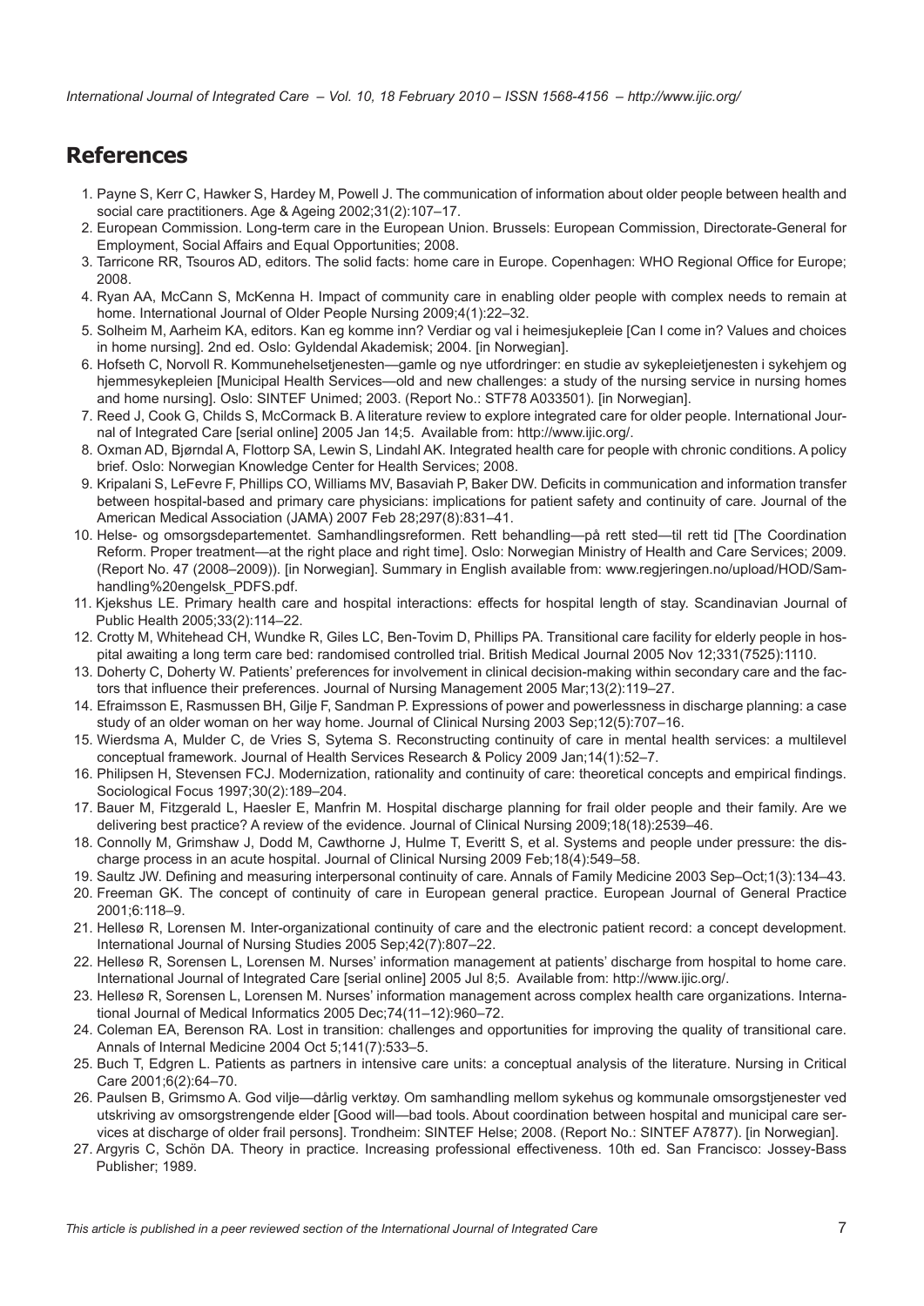## References

1. Payne S, Kerr C, Hawker S, Hardey M, Powell J. The communication of information about older people between health and social care practitioners. Age & Ageing 2002;31(2):107–17.
2. European Commission. Long-term care in the European Union. Brussels: European Commission, Directorate-General for Employment, Social Affairs and Equal Opportunities; 2008.
3. Tarricone RR, Tsouros AD, editors. The solid facts: home care in Europe. Copenhagen: WHO Regional Office for Europe; 2008.
4. Ryan AA, McCann S, McKenna H. Impact of community care in enabling older people with complex needs to remain at home. International Journal of Older People Nursing 2009;4(1):22–32.
5. Solheim M, Aarheim KA, editors. Kan eg komme inn? Verdiar og val i heimesjukepleie [Can I come in? Values and choices in home nursing]. 2nd ed. Oslo: Gyldendal Akademisk; 2004. [in Norwegian].
6. Hofseth C, Norvoll R. Kommunehelsetjenesten—gamle og nye utfordringer: en studie av sykepleietjenesten i sykehjem og hjemmesykepleien [Municipal Health Services—old and new challenges: a study of the nursing service in nursing homes and home nursing]. Oslo: SINTEF Unimed; 2003. (Report No.: STF78 A033501). [in Norwegian].
7. Reed J, Cook G, Childs S, McCormack B. A literature review to explore integrated care for older people. International Journal of Integrated Care [serial online] 2005 Jan 14;5. Available from: http://www.ijic.org/.
8. Oxman AD, Bjørndal A, Flottorp SA, Lewin S, Lindahl AK. Integrated health care for people with chronic conditions. A policy brief. Oslo: Norwegian Knowledge Center for Health Services; 2008.
9. Kripalani S, LeFevre F, Phillips CO, Williams MV, Basaviah P, Baker DW. Deficits in communication and information transfer between hospital-based and primary care physicians: implications for patient safety and continuity of care. Journal of the American Medical Association (JAMA) 2007 Feb 28;297(8):831–41.
10. Helse- og omsorgsdepartementet. Samhandlingsreformen. Rett behandling—på rett sted—til rett tid [The Coordination Reform. Proper treatment—at the right place and right time]. Oslo: Norwegian Ministry of Health and Care Services; 2009. (Report No. 47 (2008–2009)). [in Norwegian]. Summary in English available from: www.regjeringen.no/upload/HOD/Samhandling%20engelsk_PDFS.pdf.
11. Kjekshus LE. Primary health care and hospital interactions: effects for hospital length of stay. Scandinavian Journal of Public Health 2005;33(2):114–22.
12. Crotty M, Whitehead CH, Wundke R, Giles LC, Ben-Tovim D, Phillips PA. Transitional care facility for elderly people in hospital awaiting a long term care bed: randomised controlled trial. British Medical Journal 2005 Nov 12;331(7525):1110.
13. Doherty C, Doherty W. Patients' preferences for involvement in clinical decision-making within secondary care and the factors that influence their preferences. Journal of Nursing Management 2005 Mar;13(2):119–27.
14. Efraimsson E, Rasmussen BH, Gilje F, Sandman P. Expressions of power and powerlessness in discharge planning: a case study of an older woman on her way home. Journal of Clinical Nursing 2003 Sep;12(5):707–16.
15. Wierdsma A, Mulder C, de Vries S, Sytema S. Reconstructing continuity of care in mental health services: a multilevel conceptual framework. Journal of Health Services Research & Policy 2009 Jan;14(1):52–7.
16. Philipsen H, Stevensen FCJ. Modernization, rationality and continuity of care: theoretical concepts and empirical findings. Sociological Focus 1997;30(2):189–204.
17. Bauer M, Fitzgerald L, Haesler E, Manfrin M. Hospital discharge planning for frail older people and their family. Are we delivering best practice? A review of the evidence. Journal of Clinical Nursing 2009;18(18):2539–46.
18. Connolly M, Grimshaw J, Dodd M, Cawthorne J, Hulme T, Everitt S, et al. Systems and people under pressure: the discharge process in an acute hospital. Journal of Clinical Nursing 2009 Feb;18(4):549–58.
19. Saultz JW. Defining and measuring interpersonal continuity of care. Annals of Family Medicine 2003 Sep–Oct;1(3):134–43.
20. Freeman GK. The concept of continuity of care in European general practice. European Journal of General Practice 2001;6:118–9.
21. Hellesø R, Lorensen M. Inter-organizational continuity of care and the electronic patient record: a concept development. International Journal of Nursing Studies 2005 Sep;42(7):807–22.
22. Hellesø R, Sorensen L, Lorensen M. Nurses' information management at patients' discharge from hospital to home care. International Journal of Integrated Care [serial online] 2005 Jul 8;5. Available from: http://www.ijic.org/.
23. Hellesø R, Sorensen L, Lorensen M. Nurses' information management across complex health care organizations. International Journal of Medical Informatics 2005 Dec;74(11–12):960–72.
24. Coleman EA, Berenson RA. Lost in transition: challenges and opportunities for improving the quality of transitional care. Annals of Internal Medicine 2004 Oct 5;141(7):533–5.
25. Buch T, Edgren L. Patients as partners in intensive care units: a conceptual analysis of the literature. Nursing in Critical Care 2001;6(2):64–70.
26. Paulsen B, Grimsmo A. God vilje—dårlig verktøy. Om samhandling mellom sykehus og kommunale omsorgstjenester ved utskriving av omsorgstrengende elder [Good will—bad tools. About coordination between hospital and municipal care services at discharge of older frail persons]. Trondheim: SINTEF Helse; 2008. (Report No.: SINTEF A7877). [in Norwegian].
27. Argyris C, Schön DA. Theory in practice. Increasing professional effectiveness. 10th ed. San Francisco: Jossey-Bass Publisher; 1989.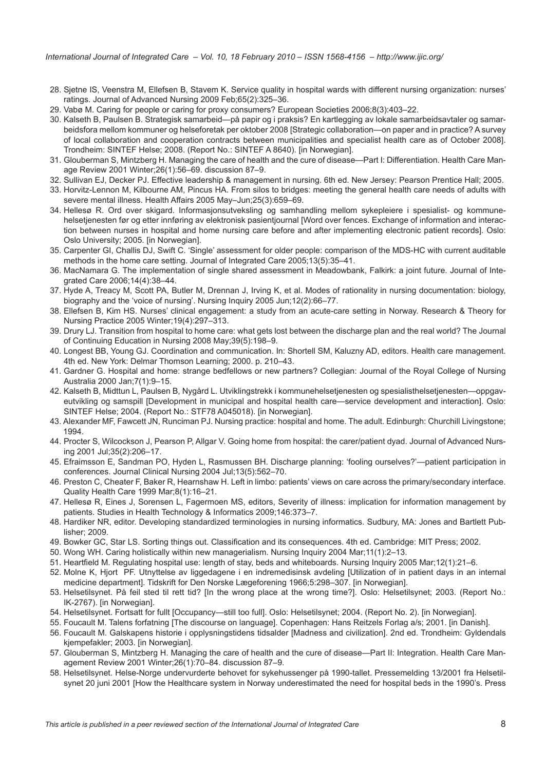28. Sjetne IS, Veenstra M, Ellefsen B, Stavem K. Service quality in hospital wards with different nursing organization: nurses' ratings. Journal of Advanced Nursing 2009 Feb;65(2):325–36.
29. Vabø M. Caring for people or caring for proxy consumers? European Societies 2006;8(3):403–22.
30. Kalseth B, Paulsen B. Strategisk samarbeid—på papir og i praksis? En kartlegging av lokale samarbeidsavtaler og samarbeidsfora mellom kommuner og helseforetak per oktober 2008 [Strategic collaboration—on paper and in practice? A survey of local collaboration and cooperation contracts between municipalities and specialist health care as of October 2008]. Trondheim: SINTEF Helse; 2008. (Report No.: SINTEF A 8640). [in Norwegian].
31. Glouberman S, Mintzberg H. Managing the care of health and the cure of disease—Part I: Differentiation. Health Care Manage Review 2001 Winter;26(1):56–69. discussion 87–9.
32. Sullivan EJ, Decker PJ. Effective leadership & management in nursing. 6th ed. New Jersey: Pearson Prentice Hall; 2005.
33. Horvitz-Lennon M, Kilbourne AM, Pincus HA. From silos to bridges: meeting the general health care needs of adults with severe mental illness. Health Affairs 2005 May–Jun;25(3):659–69.
34. Hellesø R. Ord over skigard. Informasjonsutveksling og samhandling mellom sykepleiere i spesialist- og kommunehelsetjenesten før og etter innføring av elektronisk pasientjournal [Word over fences. Exchange of information and interaction between nurses in hospital and home nursing care before and after implementing electronic patient records]. Oslo: Oslo University; 2005. [in Norwegian].
35. Carpenter GI, Challis DJ, Swift C. 'Single' assessment for older people: comparison of the MDS-HC with current auditable methods in the home care setting. Journal of Integrated Care 2005;13(5):35–41.
36. MacNamara G. The implementation of single shared assessment in Meadowbank, Falkirk: a joint future. Journal of Integrated Care 2006;14(4):38–44.
37. Hyde A, Treacy M, Scott PA, Butler M, Drennan J, Irving K, et al. Modes of rationality in nursing documentation: biology, biography and the 'voice of nursing'. Nursing Inquiry 2005 Jun;12(2):66–77.
38. Ellefsen B, Kim HS. Nurses' clinical engagement: a study from an acute-care setting in Norway. Research & Theory for Nursing Practice 2005 Winter;19(4):297–313.
39. Drury LJ. Transition from hospital to home care: what gets lost between the discharge plan and the real world? The Journal of Continuing Education in Nursing 2008 May;39(5):198–9.
40. Longest BB, Young GJ. Coordination and communication. In: Shortell SM, Kaluzny AD, editors. Health care management. 4th ed. New York: Delmar Thomson Learning; 2000. p. 210–43.
41. Gardner G. Hospital and home: strange bedfellows or new partners? Collegian: Journal of the Royal College of Nursing Australia 2000 Jan;7(1):9–15.
42. Kalseth B, Midttun L, Paulsen B, Nygård L. Utviklingstrekk i kommunehelsetjenesten og spesialisthelsetjenesten—oppgaveutvikling og samspill [Development in municipal and hospital health care—service development and interaction]. Oslo: SINTEF Helse; 2004. (Report No.: STF78 A045018). [in Norwegian].
43. Alexander MF, Fawcett JN, Runciman PJ. Nursing practice: hospital and home. The adult. Edinburgh: Churchill Livingstone; 1994.
44. Procter S, Wilcockson J, Pearson P, Allgar V. Going home from hospital: the carer/patient dyad. Journal of Advanced Nursing 2001 Jul;35(2):206–17.
45. Efraimsson E, Sandman PO, Hyden L, Rasmussen BH. Discharge planning: 'fooling ourselves?'—patient participation in conferences. Journal Clinical Nursing 2004 Jul;13(5):562–70.
46. Preston C, Cheater F, Baker R, Hearnshaw H. Left in limbo: patients' views on care across the primary/secondary interface. Quality Health Care 1999 Mar;8(1):16–21.
47. Hellesø R, Eines J, Sorensen L, Fagermoen MS, editors, Severity of illness: implication for information management by patients. Studies in Health Technology & Informatics 2009;146:373–7.
48. Hardiker NR, editor. Developing standardized terminologies in nursing informatics. Sudbury, MA: Jones and Bartlett Publisher; 2009.
49. Bowker GC, Star LS. Sorting things out. Classification and its consequences. 4th ed. Cambridge: MIT Press; 2002.
50. Wong WH. Caring holistically within new managerialism. Nursing Inquiry 2004 Mar;11(1):2–13.
51. Heartfield M. Regulating hospital use: length of stay, beds and whiteboards. Nursing Inquiry 2005 Mar;12(1):21–6.
52. Molne K, Hjort PF. Utnyttelse av liggedagene i en indremedisinsk avdeling [Utilization of in patient days in an internal medicine department]. Tidskrift for Den Norske Lægeforening 1966;5:298–307. [in Norwegian].
53. Helsetilsynet. På feil sted til rett tid? [In the wrong place at the wrong time?]. Oslo: Helsetilsynet; 2003. (Report No.: IK-2767). [in Norwegian].
54. Helsetilsynet. Fortsatt for fullt [Occupancy—still too full]. Oslo: Helsetilsynet; 2004. (Report No. 2). [in Norwegian].
55. Foucault M. Talens forfatning [The discourse on language]. Copenhagen: Hans Reitzels Forlag a/s; 2001. [in Danish].
56. Foucault M. Galskapens historie i opplysningstidens tidsalder [Madness and civilization]. 2nd ed. Trondheim: Gyldendals kjempefakler; 2003. [in Norwegian].
57. Glouberman S, Mintzberg H. Managing the care of health and the cure of disease—Part II: Integration. Health Care Management Review 2001 Winter;26(1):70–84. discussion 87–9.
58. Helsetilsynet. Helse-Norge undervurderte behovet for sykehussenger på 1990-tallet. Pressemelding 13/2001 fra Helsetilsynet 20 juni 2001 [How the Healthcare system in Norway underestimated the need for hospital beds in the 1990's. Press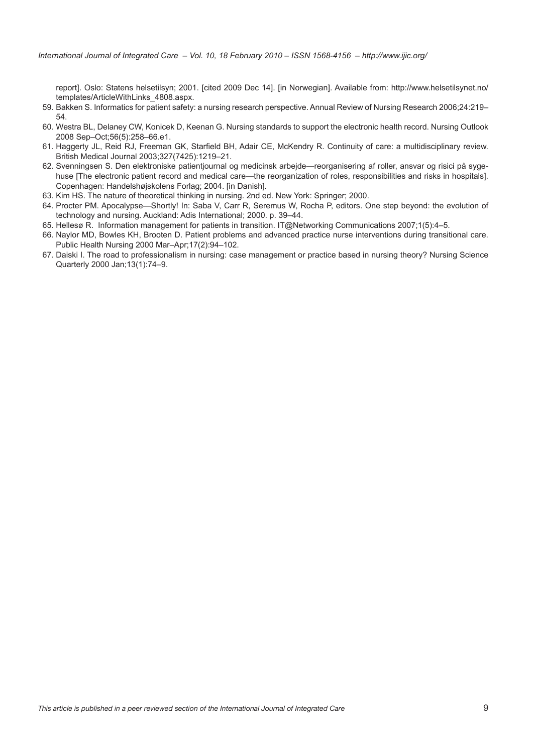report]. Oslo: Statens helsetilsyn; 2001. [cited 2009 Dec 14]. [in Norwegian]. Available from: http://www.helsetilsynet.no/templates/ArticleWithLinks_4808.aspx.

59. Bakken S. Informatics for patient safety: a nursing research perspective. Annual Review of Nursing Research 2006;24:219–54.
60. Westra BL, Delaney CW, Konicek D, Keenan G. Nursing standards to support the electronic health record. Nursing Outlook 2008 Sep–Oct;56(5):258–66.e1.
61. Haggerty JL, Reid RJ, Freeman GK, Starfield BH, Adair CE, McKendry R. Continuity of care: a multidisciplinary review. British Medical Journal 2003;327(7425):1219–21.
62. Svenningsen S. Den elektroniske patientjournal og medicinsk arbejde—reorganisering af roller, ansvar og risici på sygehuse [The electronic patient record and medical care—the reorganization of roles, responsibilities and risks in hospitals]. Copenhagen: Handelshøjskolens Forlag; 2004. [in Danish].
63. Kim HS. The nature of theoretical thinking in nursing. 2nd ed. New York: Springer; 2000.
64. Procter PM. Apocalypse—Shortly! In: Saba V, Carr R, Seremus W, Rocha P, editors. One step beyond: the evolution of technology and nursing. Auckland: Adis International; 2000. p. 39–44.
65. Hellesø R. Information management for patients in transition. IT@Networking Communications 2007;1(5):4–5.
66. Naylor MD, Bowles KH, Brooten D. Patient problems and advanced practice nurse interventions during transitional care. Public Health Nursing 2000 Mar–Apr;17(2):94–102.
67. Daiski I. The road to professionalism in nursing: case management or practice based in nursing theory? Nursing Science Quarterly 2000 Jan;13(1):74–9.

*This article is published in a peer reviewed section of the International Journal of Integrated Care*